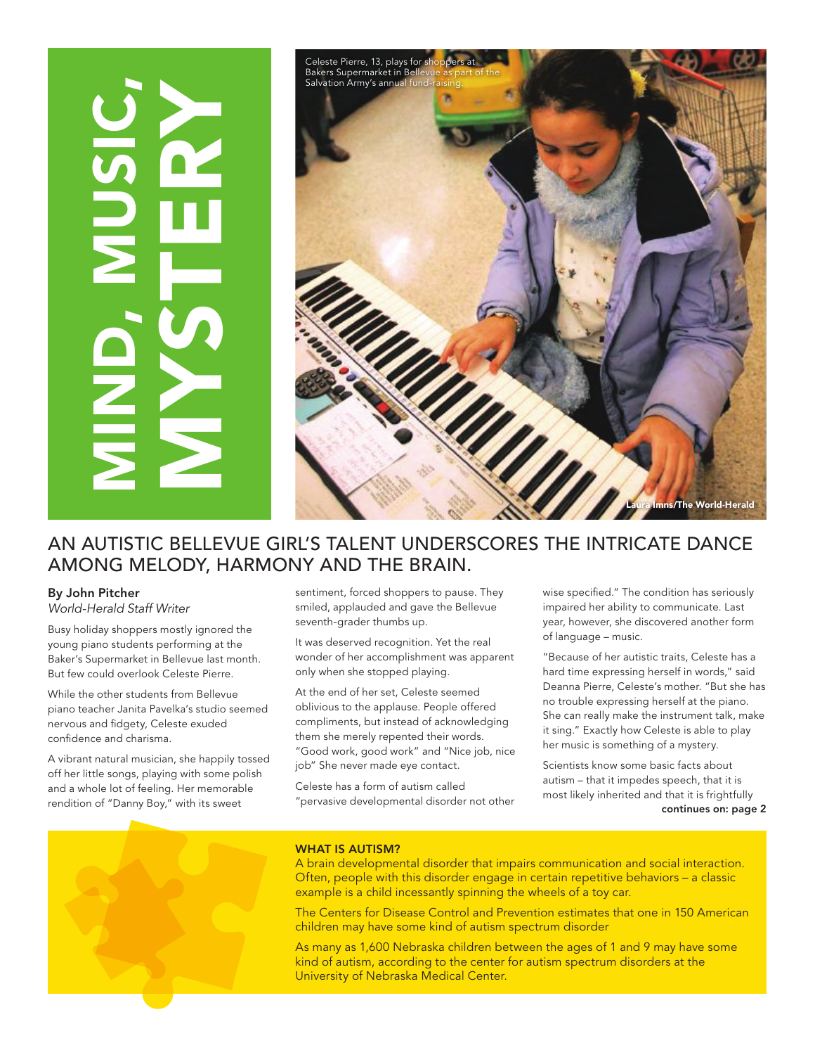# MIND, MUSIC, MYSTERY

Celeste Pierre, 13, plays for shoppers at Bakers Supermarket in Bellevue as part of the Salvation Army's annual fund-raising.

Laura Inns/The World-Herald

## AN AUTISTIC BELLEVUE GIRL'S TALENT UNDERSCORES THE INTRICATE DANCE AMONG MELODY, HARMONY AND THE BRAIN.

**By John Pitcher**
*World-Herald Staff Writer*

Busy holiday shoppers mostly ignored the young piano students performing at the Baker's Supermarket in Bellevue last month. But few could overlook Celeste Pierre.

While the other students from Bellevue piano teacher Janita Pavelka's studio seemed nervous and fidgety, Celeste exuded confidence and charisma.

A vibrant natural musician, she happily tossed off her little songs, playing with some polish and a whole lot of feeling. Her memorable rendition of "Danny Boy," with its sweet sentiment, forced shoppers to pause. They smiled, applauded and gave the Bellevue seventh-grader thumbs up.

It was deserved recognition. Yet the real wonder of her accomplishment was apparent only when she stopped playing.

At the end of her set, Celeste seemed oblivious to the applause. People offered compliments, but instead of acknowledging them she merely repented their words. "Good work, good work" and "Nice job, nice job" She never made eye contact.

Celeste has a form of autism called "pervasive developmental disorder not otherwise specified." The condition has seriously impaired her ability to communicate. Last year, however, she discovered another form of language – music.

"Because of her autistic traits, Celeste has a hard time expressing herself in words," said Deanna Pierre, Celeste's mother. "But she has no trouble expressing herself at the piano. She can really make the instrument talk, make it sing." Exactly how Celeste is able to play her music is something of a mystery.

Scientists know some basic facts about autism – that it impedes speech, that it is most likely inherited and that it is frightfully

**continues on: page 2**

**WHAT IS AUTISM?**

A brain developmental disorder that impairs communication and social interaction. Often, people with this disorder engage in certain repetitive behaviors – a classic example is a child incessantly spinning the wheels of a toy car.

The Centers for Disease Control and Prevention estimates that one in 150 American children may have some kind of autism spectrum disorder

As many as 1,600 Nebraska children between the ages of 1 and 9 may have some kind of autism, according to the center for autism spectrum disorders at the University of Nebraska Medical Center.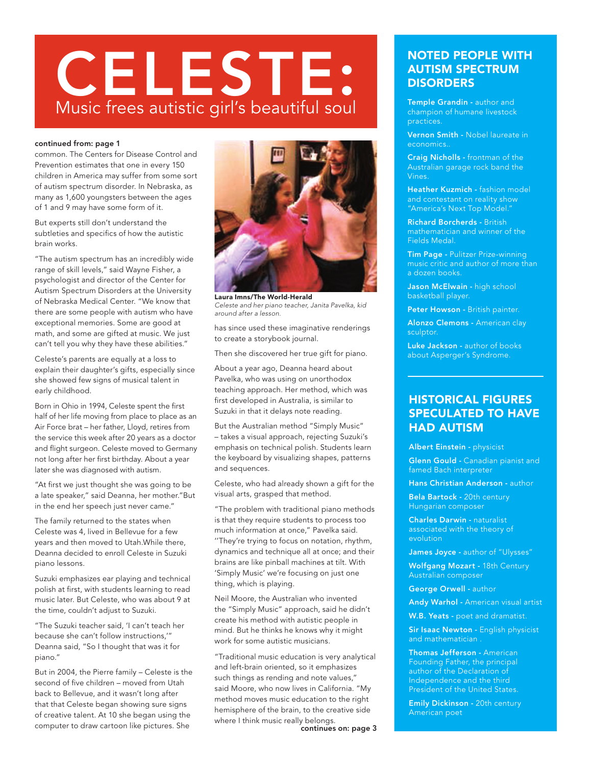# CELESTE:

## Music frees autistic girl's beautiful soul

**continued from: page 1**

common. The Centers for Disease Control and Prevention estimates that one in every 150 children in America may suffer from some sort of autism spectrum disorder. In Nebraska, as many as 1,600 youngsters between the ages of 1 and 9 may have some form of it.

But experts still don't understand the subtleties and specifics of how the autistic brain works.

"The autism spectrum has an incredibly wide range of skill levels," said Wayne Fisher, a psychologist and director of the Center for Autism Spectrum Disorders at the University of Nebraska Medical Center. "We know that there are some people with autism who have exceptional memories. Some are good at math, and some are gifted at music. We just can't tell you why they have these abilities."

Celeste's parents are equally at a loss to explain their daughter's gifts, especially since she showed few signs of musical talent in early childhood.

Born in Ohio in 1994, Celeste spent the first half of her life moving from place to place as an Air Force brat – her father, Lloyd, retires from the service this week after 20 years as a doctor and flight surgeon. Celeste moved to Germany not long after her first birthday. About a year later she was diagnosed with autism.

"At first we just thought she was going to be a late speaker," said Deanna, her mother."But in the end her speech just never came."

The family returned to the states when Celeste was 4, lived in Bellevue for a few years and then moved to Utah.While there, Deanna decided to enroll Celeste in Suzuki piano lessons.

Suzuki emphasizes ear playing and technical polish at first, with students learning to read music later. But Celeste, who was about 9 at the time, couldn't adjust to Suzuki.

"The Suzuki teacher said, 'I can't teach her because she can't follow instructions,'" Deanna said, "So I thought that was it for piano."

But in 2004, the Pierre family – Celeste is the second of five children – moved from Utah back to Bellevue, and it wasn't long after that that Celeste began showing sure signs of creative talent. At 10 she began using the computer to draw cartoon like pictures. She

**Laura Imns/The World-Herald**
*Celeste and her piano teacher, Janita Pavelka, kid around after a lesson.*

has since used these imaginative renderings to create a storybook journal.

Then she discovered her true gift for piano.

About a year ago, Deanna heard about Pavelka, who was using on unorthodox teaching approach. Her method, which was first developed in Australia, is similar to Suzuki in that it delays note reading.

But the Australian method "Simply Music" – takes a visual approach, rejecting Suzuki's emphasis on technical polish. Students learn the keyboard by visualizing shapes, patterns and sequences.

Celeste, who had already shown a gift for the visual arts, grasped that method.

"The problem with traditional piano methods is that they require students to process too much information at once," Pavelka said. "They're trying to focus on notation, rhythm, dynamics and technique all at once; and their brains are like pinball machines at tilt. With 'Simply Music' we're focusing on just one thing, which is playing.

Neil Moore, the Australian who invented the "Simply Music" approach, said he didn't create his method with autistic people in mind. But he thinks he knows why it might work for some autistic musicians.

"Traditional music education is very analytical and left-brain oriented, so it emphasizes such things as rending and note values," said Moore, who now lives in California. "My method moves music education to the right hemisphere of the brain, to the creative side where I think music really belongs.

**continues on: page 3**

## NOTED PEOPLE WITH AUTISM SPECTRUM DISORDERS

**Temple Grandin** - author and champion of humane livestock practices.

**Vernon Smith** - Nobel laureate in economics..

**Craig Nicholls** - frontman of the Australian garage rock band the Vines.

**Heather Kuzmich** - fashion model and contestant on reality show "America's Next Top Model."

**Richard Borcherds** - British mathematician and winner of the Fields Medal.

**Tim Page** - Pulitzer Prize-winning music critic and author of more than a dozen books.

**Jason McElwain** - high school basketball player.

**Peter Howson** - British painter.

**Alonzo Clemons** - American clay sculptor.

**Luke Jackson** - author of books about Asperger's Syndrome.

## HISTORICAL FIGURES SPECULATED TO HAVE HAD AUTISM

**Albert Einstein** - physicist

**Glenn Gould** - Canadian pianist and famed Bach interpreter

**Hans Christian Anderson** - author

**Bela Bartock** - 20th century Hungarian composer

**Charles Darwin** - naturalist associated with the theory of evolution

**James Joyce** - author of "Ulysses"

**Wolfgang Mozart** - 18th Century Australian composer

**George Orwell** - author

**Andy Warhol** - American visual artist

**W.B. Yeats** - poet and dramatist.

**Sir Isaac Newton** - English physicist and mathematician .

**Thomas Jefferson** - American Founding Father, the principal author of the Declaration of Independence and the third President of the United States.

**Emily Dickinson** - 20th century American poet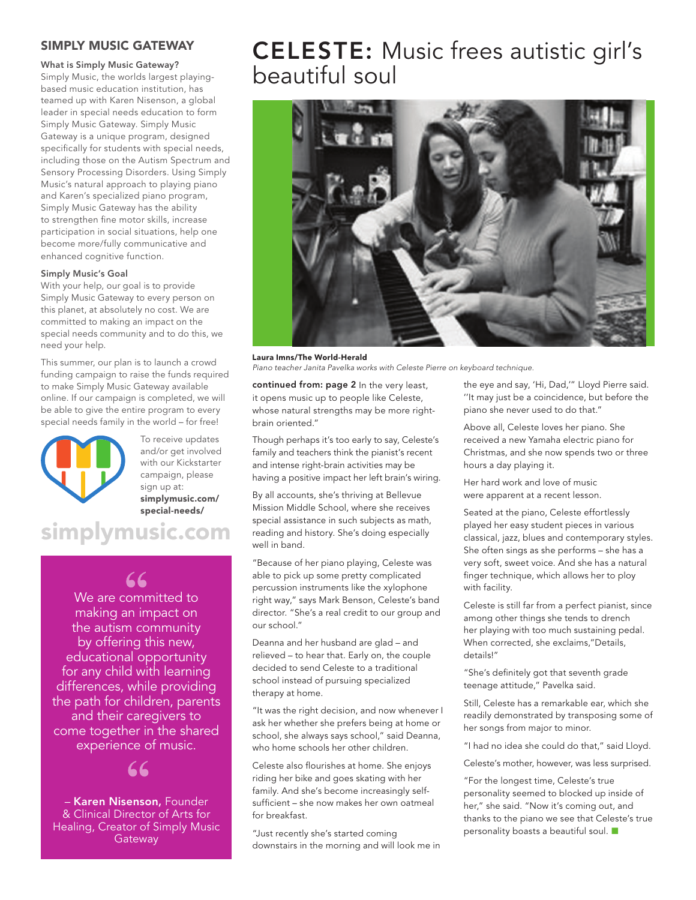## SIMPLY MUSIC GATEWAY

**What is Simply Music Gateway?**

Simply Music, the worlds largest playing-based music education institution, has teamed up with Karen Nisenson, a global leader in special needs education to form Simply Music Gateway. Simply Music Gateway is a unique program, designed specifically for students with special needs, including those on the Autism Spectrum and Sensory Processing Disorders. Using Simply Music's natural approach to playing piano and Karen's specialized piano program, Simply Music Gateway has the ability to strengthen fine motor skills, increase participation in social situations, help one become more/fully communicative and enhanced cognitive function.

**Simply Music's Goal**

With your help, our goal is to provide Simply Music Gateway to every person on this planet, at absolutely no cost. We are committed to making an impact on the special needs community and to do this, we need your help.

This summer, our plan is to launch a crowd funding campaign to raise the funds required to make Simply Music Gateway available online. If our campaign is completed, we will be able to give the entire program to every special needs family in the world – for free!

To receive updates and/or get involved with our Kickstarter campaign, please sign up at: **simplymusic.com/special-needs/**

**simplymusic.com**

> "We are committed to making an impact on the autism community by offering this new, educational opportunity for any child with learning differences, while providing the path for children, parents and their caregivers to come together in the shared experience of music."
>
> – **Karen Nisenson,** Founder & Clinical Director of Arts for Healing, Creator of Simply Music Gateway

# CELESTE: Music frees autistic girl's beautiful soul

**Laura Imns/The World-Herald**

*Piano teacher Janita Pavelka works with Celeste Pierre on keyboard technique.*

**continued from: page 2** In the very least, it opens music up to people like Celeste, whose natural strengths may be more right-brain oriented."

Though perhaps it's too early to say, Celeste's family and teachers think the pianist's recent and intense right-brain activities may be having a positive impact her left brain's wiring.

By all accounts, she's thriving at Bellevue Mission Middle School, where she receives special assistance in such subjects as math, reading and history. She's doing especially well in band.

"Because of her piano playing, Celeste was able to pick up some pretty complicated percussion instruments like the xylophone right way," says Mark Benson, Celeste's band director. "She's a real credit to our group and our school."

Deanna and her husband are glad – and relieved – to hear that. Early on, the couple decided to send Celeste to a traditional school instead of pursuing specialized therapy at home.

"It was the right decision, and now whenever I ask her whether she prefers being at home or school, she always says school," said Deanna, who home schools her other children.

Celeste also flourishes at home. She enjoys riding her bike and goes skating with her family. And she's become increasingly self-sufficient – she now makes her own oatmeal for breakfast.

"Just recently she's started coming downstairs in the morning and will look me in the eye and say, 'Hi, Dad,'" Lloyd Pierre said. "It may just be a coincidence, but before the piano she never used to do that."

Above all, Celeste loves her piano. She received a new Yamaha electric piano for Christmas, and she now spends two or three hours a day playing it.

Her hard work and love of music were apparent at a recent lesson.

Seated at the piano, Celeste effortlessly played her easy student pieces in various classical, jazz, blues and contemporary styles. She often sings as she performs – she has a very soft, sweet voice. And she has a natural finger technique, which allows her to ploy with facility.

Celeste is still far from a perfect pianist, since among other things she tends to drench her playing with too much sustaining pedal. When corrected, she exclaims,"Details, details!"

"She's definitely got that seventh grade teenage attitude," Pavelka said.

Still, Celeste has a remarkable ear, which she readily demonstrated by transposing some of her songs from major to minor.

"I had no idea she could do that," said Lloyd.

Celeste's mother, however, was less surprised.

"For the longest time, Celeste's true personality seemed to blocked up inside of her," she said. "Now it's coming out, and thanks to the piano we see that Celeste's true personality boasts a beautiful soul.